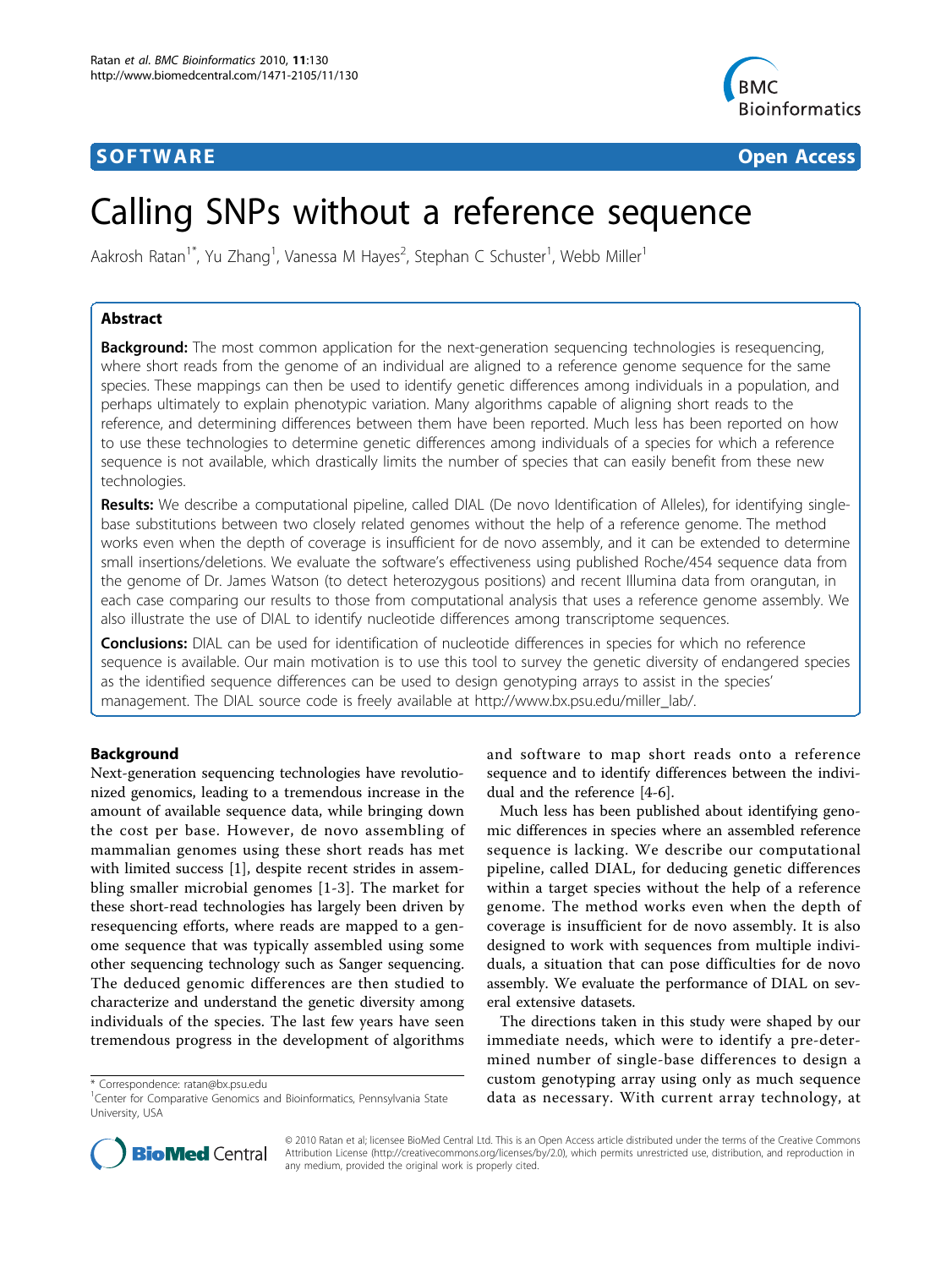**SOFTWARE** **Open Access**

# Calling SNPs without a reference sequence

Aakrosh Ratan[1*], Yu Zhang[1], Vanessa M Hayes[2], Stephan C Schuster[1], Webb Miller[1]

## Abstract

**Background:** The most common application for the next-generation sequencing technologies is resequencing, where short reads from the genome of an individual are aligned to a reference genome sequence for the same species. These mappings can then be used to identify genetic differences among individuals in a population, and perhaps ultimately to explain phenotypic variation. Many algorithms capable of aligning short reads to the reference, and determining differences between them have been reported. Much less has been reported on how to use these technologies to determine genetic differences among individuals of a species for which a reference sequence is not available, which drastically limits the number of species that can easily benefit from these new technologies.

**Results:** We describe a computational pipeline, called DIAL (De novo Identification of Alleles), for identifying single-base substitutions between two closely related genomes without the help of a reference genome. The method works even when the depth of coverage is insufficient for de novo assembly, and it can be extended to determine small insertions/deletions. We evaluate the software's effectiveness using published Roche/454 sequence data from the genome of Dr. James Watson (to detect heterozygous positions) and recent Illumina data from orangutan, in each case comparing our results to those from computational analysis that uses a reference genome assembly. We also illustrate the use of DIAL to identify nucleotide differences among transcriptome sequences.

**Conclusions:** DIAL can be used for identification of nucleotide differences in species for which no reference sequence is available. Our main motivation is to use this tool to survey the genetic diversity of endangered species as the identified sequence differences can be used to design genotyping arrays to assist in the species' management. The DIAL source code is freely available at http://www.bx.psu.edu/miller_lab/.

## Background

Next-generation sequencing technologies have revolutionized genomics, leading to a tremendous increase in the amount of available sequence data, while bringing down the cost per base. However, de novo assembling of mammalian genomes using these short reads has met with limited success [1], despite recent strides in assembling smaller microbial genomes [1-3]. The market for these short-read technologies has largely been driven by resequencing efforts, where reads are mapped to a genome sequence that was typically assembled using some other sequencing technology such as Sanger sequencing. The deduced genomic differences are then studied to characterize and understand the genetic diversity among individuals of the species. The last few years have seen tremendous progress in the development of algorithms and software to map short reads onto a reference sequence and to identify differences between the individual and the reference [4-6].

Much less has been published about identifying genomic differences in species where an assembled reference sequence is lacking. We describe our computational pipeline, called DIAL, for deducing genetic differences within a target species without the help of a reference genome. The method works even when the depth of coverage is insufficient for de novo assembly. It is also designed to work with sequences from multiple individuals, a situation that can pose difficulties for de novo assembly. We evaluate the performance of DIAL on several extensive datasets.

The directions taken in this study were shaped by our immediate needs, which were to identify a pre-determined number of single-base differences to design a custom genotyping array using only as much sequence data as necessary. With current array technology, at

\* Correspondence: ratan@bx.psu.edu
[1]Center for Comparative Genomics and Bioinformatics, Pennsylvania State University, USA

© 2010 Ratan et al; licensee BioMed Central Ltd. This is an Open Access article distributed under the terms of the Creative Commons Attribution License (http://creativecommons.org/licenses/by/2.0), which permits unrestricted use, distribution, and reproduction in any medium, provided the original work is properly cited.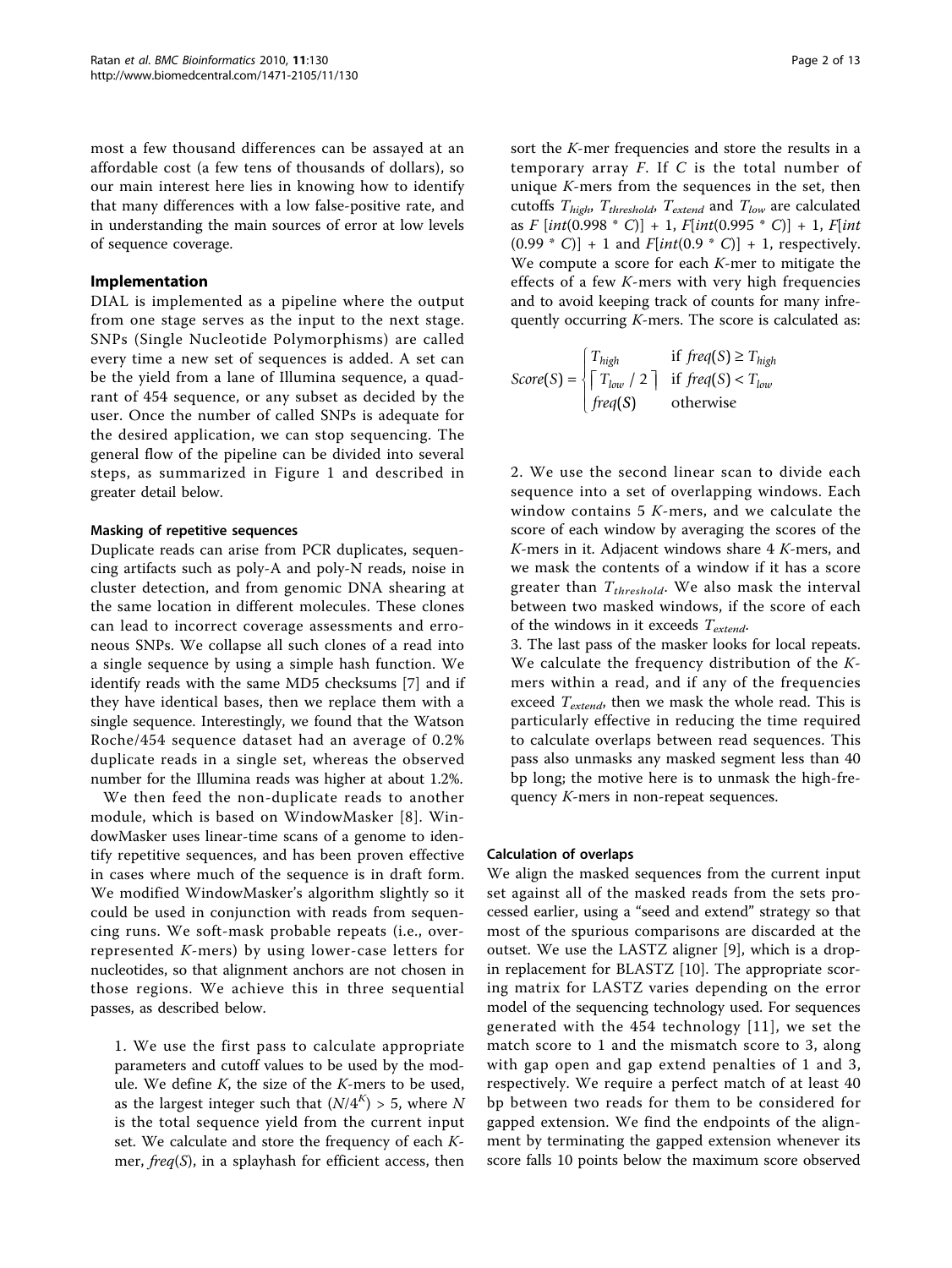most a few thousand differences can be assayed at an affordable cost (a few tens of thousands of dollars), so our main interest here lies in knowing how to identify that many differences with a low false-positive rate, and in understanding the main sources of error at low levels of sequence coverage.

## Implementation

DIAL is implemented as a pipeline where the output from one stage serves as the input to the next stage. SNPs (Single Nucleotide Polymorphisms) are called every time a new set of sequences is added. A set can be the yield from a lane of Illumina sequence, a quadrant of 454 sequence, or any subset as decided by the user. Once the number of called SNPs is adequate for the desired application, we can stop sequencing. The general flow of the pipeline can be divided into several steps, as summarized in Figure 1 and described in greater detail below.

### Masking of repetitive sequences

Duplicate reads can arise from PCR duplicates, sequencing artifacts such as poly-A and poly-N reads, noise in cluster detection, and from genomic DNA shearing at the same location in different molecules. These clones can lead to incorrect coverage assessments and erroneous SNPs. We collapse all such clones of a read into a single sequence by using a simple hash function. We identify reads with the same MD5 checksums [7] and if they have identical bases, then we replace them with a single sequence. Interestingly, we found that the Watson Roche/454 sequence dataset had an average of 0.2% duplicate reads in a single set, whereas the observed number for the Illumina reads was higher at about 1.2%.

We then feed the non-duplicate reads to another module, which is based on WindowMasker [8]. WindowMasker uses linear-time scans of a genome to identify repetitive sequences, and has been proven effective in cases where much of the sequence is in draft form. We modified WindowMasker's algorithm slightly so it could be used in conjunction with reads from sequencing runs. We soft-mask probable repeats (i.e., overrepresented *K*-mers) by using lower-case letters for nucleotides, so that alignment anchors are not chosen in those regions. We achieve this in three sequential passes, as described below.

1. We use the first pass to calculate appropriate parameters and cutoff values to be used by the module. We define *K*, the size of the *K*-mers to be used, as the largest integer such that $(N/4^K) > 5$, where $N$ is the total sequence yield from the current input set. We calculate and store the frequency of each *K*-mer, $freq(S)$, in a splayhash for efficient access, then sort the *K*-mer frequencies and store the results in a temporary array $F$. If $C$ is the total number of unique *K*-mers from the sequences in the set, then cutoffs $T_{high}$, $T_{threshold}$, $T_{extend}$ and $T_{low}$ are calculated as $F[int(0.998 * C)] + 1$, $F[int(0.995 * C)] + 1$, $F[int(0.99 * C)] + 1$ and $F[int(0.9 * C)] + 1$, respectively. We compute a score for each *K*-mer to mitigate the effects of a few *K*-mers with very high frequencies and to avoid keeping track of counts for many infrequently occurring *K*-mers. The score is calculated as:

$$
Score(S) = \begin{cases} T_{high} & \text{if } freq(S) \geq T_{high} \\ \lceil T_{low} / 2 \rceil & \text{if } freq(S) < T_{low} \\ freq(S) & \text{otherwise} \end{cases}
$$

2. We use the second linear scan to divide each sequence into a set of overlapping windows. Each window contains 5 *K*-mers, and we calculate the score of each window by averaging the scores of the *K*-mers in it. Adjacent windows share 4 *K*-mers, and we mask the contents of a window if it has a score greater than $T_{threshold}$. We also mask the interval between two masked windows, if the score of each of the windows in it exceeds $T_{extend}$.

3. The last pass of the masker looks for local repeats. We calculate the frequency distribution of the *K*-mers within a read, and if any of the frequencies exceed $T_{extend}$, then we mask the whole read. This is particularly effective in reducing the time required to calculate overlaps between read sequences. This pass also unmasks any masked segment less than 40 bp long; the motive here is to unmask the high-frequency *K*-mers in non-repeat sequences.

### Calculation of overlaps

We align the masked sequences from the current input set against all of the masked reads from the sets processed earlier, using a "seed and extend" strategy so that most of the spurious comparisons are discarded at the outset. We use the LASTZ aligner [9], which is a drop-in replacement for BLASTZ [10]. The appropriate scoring matrix for LASTZ varies depending on the error model of the sequencing technology used. For sequences generated with the 454 technology [11], we set the match score to 1 and the mismatch score to 3, along with gap open and gap extend penalties of 1 and 3, respectively. We require a perfect match of at least 40 bp between two reads for them to be considered for gapped extension. We find the endpoints of the alignment by terminating the gapped extension whenever its score falls 10 points below the maximum score observed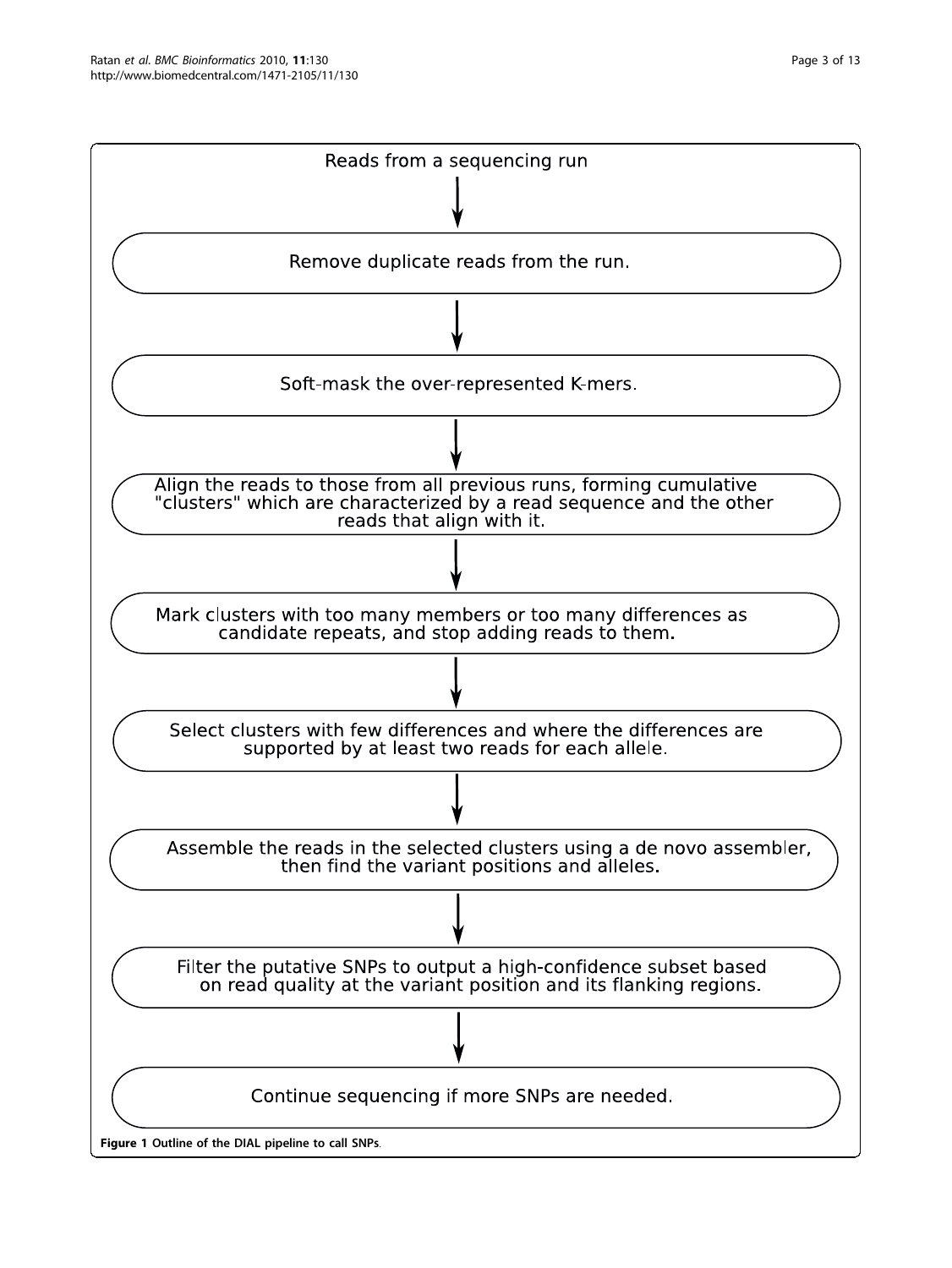Reads from a sequencing run

↓

Remove duplicate reads from the run.

↓

Soft-mask the over-represented K-mers.

↓

Align the reads to those from all previous runs, forming cumulative "clusters" which are characterized by a read sequence and the other reads that align with it.

↓

Mark clusters with too many members or too many differences as candidate repeats, and stop adding reads to them.

↓

Select clusters with few differences and where the differences are supported by at least two reads for each allele.

↓

Assemble the reads in the selected clusters using a de novo assembler, then find the variant positions and alleles.

↓

Filter the putative SNPs to output a high-confidence subset based on read quality at the variant position and its flanking regions.

↓

Continue sequencing if more SNPs are needed.

**Figure 1 Outline of the DIAL pipeline to call SNPs**.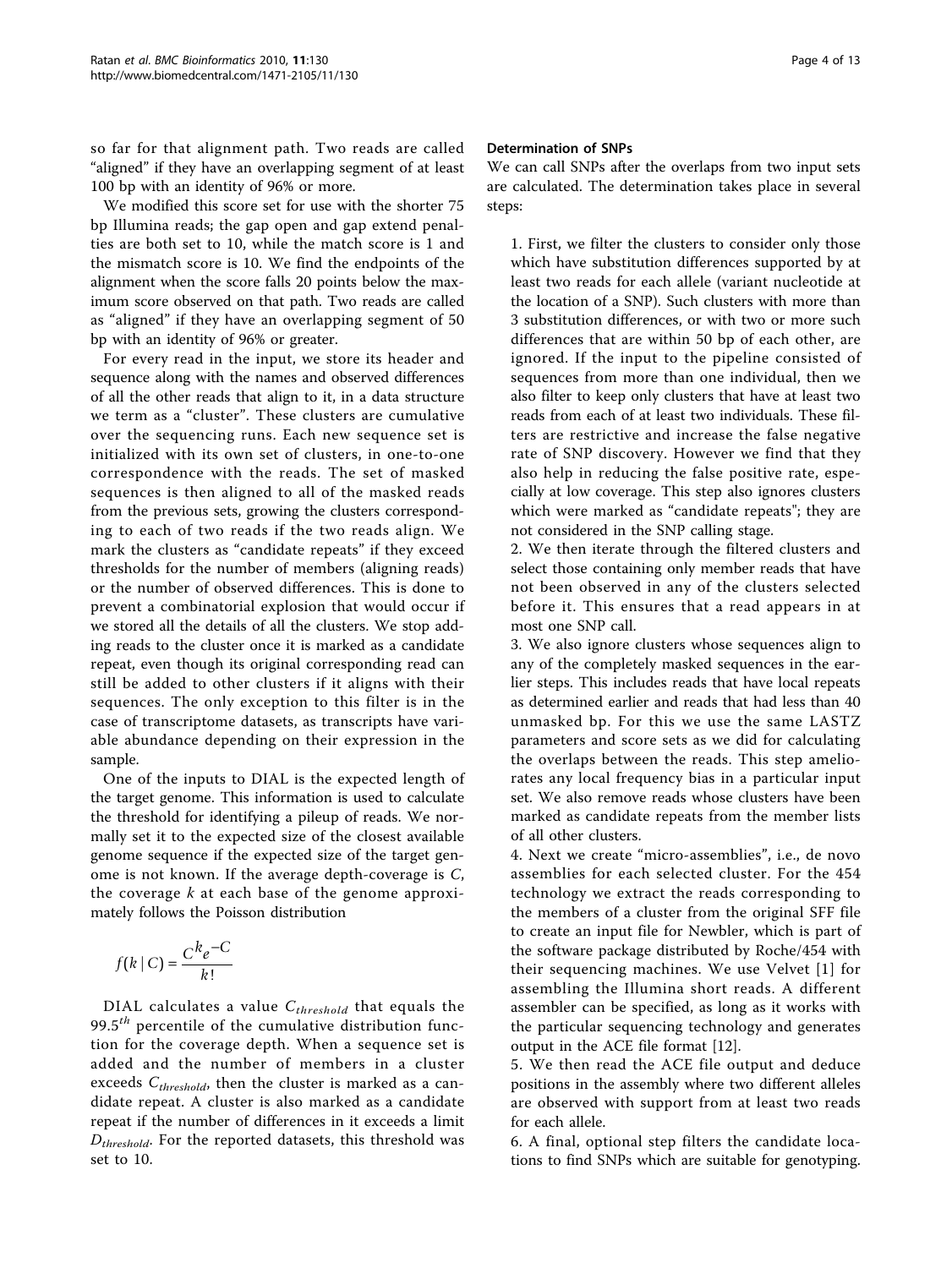so far for that alignment path. Two reads are called "aligned" if they have an overlapping segment of at least 100 bp with an identity of 96% or more.

We modified this score set for use with the shorter 75 bp Illumina reads; the gap open and gap extend penalties are both set to 10, while the match score is 1 and the mismatch score is 10. We find the endpoints of the alignment when the score falls 20 points below the maximum score observed on that path. Two reads are called as "aligned" if they have an overlapping segment of 50 bp with an identity of 96% or greater.

For every read in the input, we store its header and sequence along with the names and observed differences of all the other reads that align to it, in a data structure we term as a "cluster". These clusters are cumulative over the sequencing runs. Each new sequence set is initialized with its own set of clusters, in one-to-one correspondence with the reads. The set of masked sequences is then aligned to all of the masked reads from the previous sets, growing the clusters corresponding to each of two reads if the two reads align. We mark the clusters as "candidate repeats" if they exceed thresholds for the number of members (aligning reads) or the number of observed differences. This is done to prevent a combinatorial explosion that would occur if we stored all the details of all the clusters. We stop adding reads to the cluster once it is marked as a candidate repeat, even though its original corresponding read can still be added to other clusters if it aligns with their sequences. The only exception to this filter is in the case of transcriptome datasets, as transcripts have variable abundance depending on their expression in the sample.

One of the inputs to DIAL is the expected length of the target genome. This information is used to calculate the threshold for identifying a pileup of reads. We normally set it to the expected size of the closest available genome sequence if the expected size of the target genome is not known. If the average depth-coverage is $C$, the coverage $k$ at each base of the genome approximately follows the Poisson distribution

$$f(k \mid C) = \frac{C^k e^{-C}}{k!}$$

DIAL calculates a value $C_{threshold}$ that equals the $99.5^{th}$ percentile of the cumulative distribution function for the coverage depth. When a sequence set is added and the number of members in a cluster exceeds $C_{threshold}$, then the cluster is marked as a candidate repeat. A cluster is also marked as a candidate repeat if the number of differences in it exceeds a limit $D_{threshold}$. For the reported datasets, this threshold was set to 10.

#### Determination of SNPs

We can call SNPs after the overlaps from two input sets are calculated. The determination takes place in several steps:

1. First, we filter the clusters to consider only those which have substitution differences supported by at least two reads for each allele (variant nucleotide at the location of a SNP). Such clusters with more than 3 substitution differences, or with two or more such differences that are within 50 bp of each other, are ignored. If the input to the pipeline consisted of sequences from more than one individual, then we also filter to keep only clusters that have at least two reads from each of at least two individuals. These filters are restrictive and increase the false negative rate of SNP discovery. However we find that they also help in reducing the false positive rate, especially at low coverage. This step also ignores clusters which were marked as "candidate repeats"; they are not considered in the SNP calling stage.
2. We then iterate through the filtered clusters and select those containing only member reads that have not been observed in any of the clusters selected before it. This ensures that a read appears in at most one SNP call.
3. We also ignore clusters whose sequences align to any of the completely masked sequences in the earlier steps. This includes reads that have local repeats as determined earlier and reads that had less than 40 unmasked bp. For this we use the same LASTZ parameters and score sets as we did for calculating the overlaps between the reads. This step ameliorates any local frequency bias in a particular input set. We also remove reads whose clusters have been marked as candidate repeats from the member lists of all other clusters.
4. Next we create "micro-assemblies", i.e., de novo assemblies for each selected cluster. For the 454 technology we extract the reads corresponding to the members of a cluster from the original SFF file to create an input file for Newbler, which is part of the software package distributed by Roche/454 with their sequencing machines. We use Velvet [1] for assembling the Illumina short reads. A different assembler can be specified, as long as it works with the particular sequencing technology and generates output in the ACE file format [12].
5. We then read the ACE file output and deduce positions in the assembly where two different alleles are observed with support from at least two reads for each allele.
6. A final, optional step filters the candidate locations to find SNPs which are suitable for genotyping.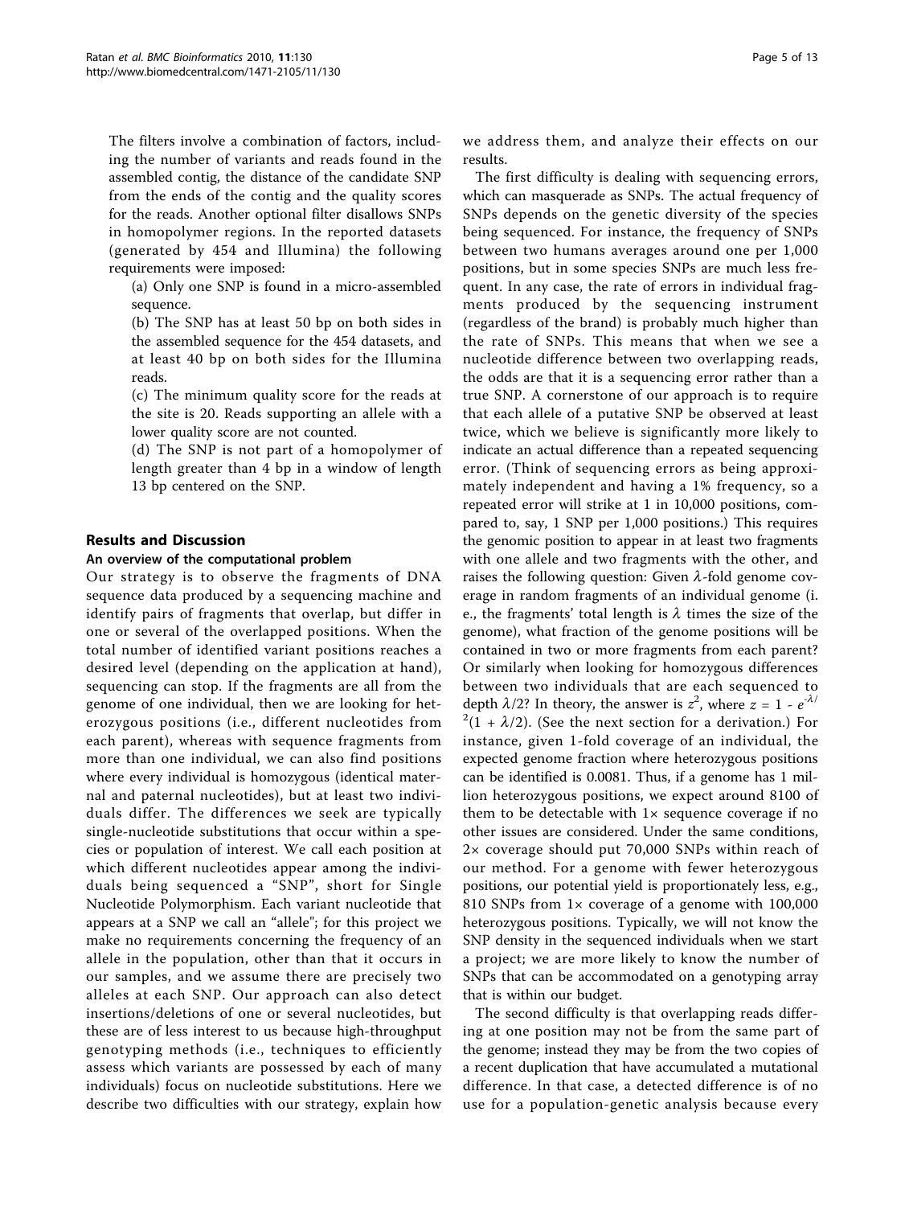The filters involve a combination of factors, including the number of variants and reads found in the assembled contig, the distance of the candidate SNP from the ends of the contig and the quality scores for the reads. Another optional filter disallows SNPs in homopolymer regions. In the reported datasets (generated by 454 and Illumina) the following requirements were imposed:

(a) Only one SNP is found in a micro-assembled sequence.

(b) The SNP has at least 50 bp on both sides in the assembled sequence for the 454 datasets, and at least 40 bp on both sides for the Illumina reads.

(c) The minimum quality score for the reads at the site is 20. Reads supporting an allele with a lower quality score are not counted.

(d) The SNP is not part of a homopolymer of length greater than 4 bp in a window of length 13 bp centered on the SNP.

## Results and Discussion

### An overview of the computational problem

Our strategy is to observe the fragments of DNA sequence data produced by a sequencing machine and identify pairs of fragments that overlap, but differ in one or several of the overlapped positions. When the total number of identified variant positions reaches a desired level (depending on the application at hand), sequencing can stop. If the fragments are all from the genome of one individual, then we are looking for heterozygous positions (i.e., different nucleotides from each parent), whereas with sequence fragments from more than one individual, we can also find positions where every individual is homozygous (identical maternal and paternal nucleotides), but at least two individuals differ. The differences we seek are typically single-nucleotide substitutions that occur within a species or population of interest. We call each position at which different nucleotides appear among the individuals being sequenced a "SNP", short for Single Nucleotide Polymorphism. Each variant nucleotide that appears at a SNP we call an "allele"; for this project we make no requirements concerning the frequency of an allele in the population, other than that it occurs in our samples, and we assume there are precisely two alleles at each SNP. Our approach can also detect insertions/deletions of one or several nucleotides, but these are of less interest to us because high-throughput genotyping methods (i.e., techniques to efficiently assess which variants are possessed by each of many individuals) focus on nucleotide substitutions. Here we describe two difficulties with our strategy, explain how we address them, and analyze their effects on our results.

The first difficulty is dealing with sequencing errors, which can masquerade as SNPs. The actual frequency of SNPs depends on the genetic diversity of the species being sequenced. For instance, the frequency of SNPs between two humans averages around one per 1,000 positions, but in some species SNPs are much less frequent. In any case, the rate of errors in individual fragments produced by the sequencing instrument (regardless of the brand) is probably much higher than the rate of SNPs. This means that when we see a nucleotide difference between two overlapping reads, the odds are that it is a sequencing error rather than a true SNP. A cornerstone of our approach is to require that each allele of a putative SNP be observed at least twice, which we believe is significantly more likely to indicate an actual difference than a repeated sequencing error. (Think of sequencing errors as being approximately independent and having a 1% frequency, so a repeated error will strike at 1 in 10,000 positions, compared to, say, 1 SNP per 1,000 positions.) This requires the genomic position to appear in at least two fragments with one allele and two fragments with the other, and raises the following question: Given $\lambda$-fold genome coverage in random fragments of an individual genome (i.e., the fragments' total length is $\lambda$ times the size of the genome), what fraction of the genome positions will be contained in two or more fragments from each parent? Or similarly when looking for homozygous differences between two individuals that are each sequenced to depth $\lambda/2$? In theory, the answer is $z^2$, where $z = 1 - e^{-\lambda/2}(1 + \lambda/2)$. (See the next section for a derivation.) For instance, given 1-fold coverage of an individual, the expected genome fraction where heterozygous positions can be identified is 0.0081. Thus, if a genome has 1 million heterozygous positions, we expect around 8100 of them to be detectable with 1× sequence coverage if no other issues are considered. Under the same conditions, 2× coverage should put 70,000 SNPs within reach of our method. For a genome with fewer heterozygous positions, our potential yield is proportionately less, e.g., 810 SNPs from 1× coverage of a genome with 100,000 heterozygous positions. Typically, we will not know the SNP density in the sequenced individuals when we start a project; we are more likely to know the number of SNPs that can be accommodated on a genotyping array that is within our budget.

The second difficulty is that overlapping reads differing at one position may not be from the same part of the genome; instead they may be from the two copies of a recent duplication that have accumulated a mutational difference. In that case, a detected difference is of no use for a population-genetic analysis because every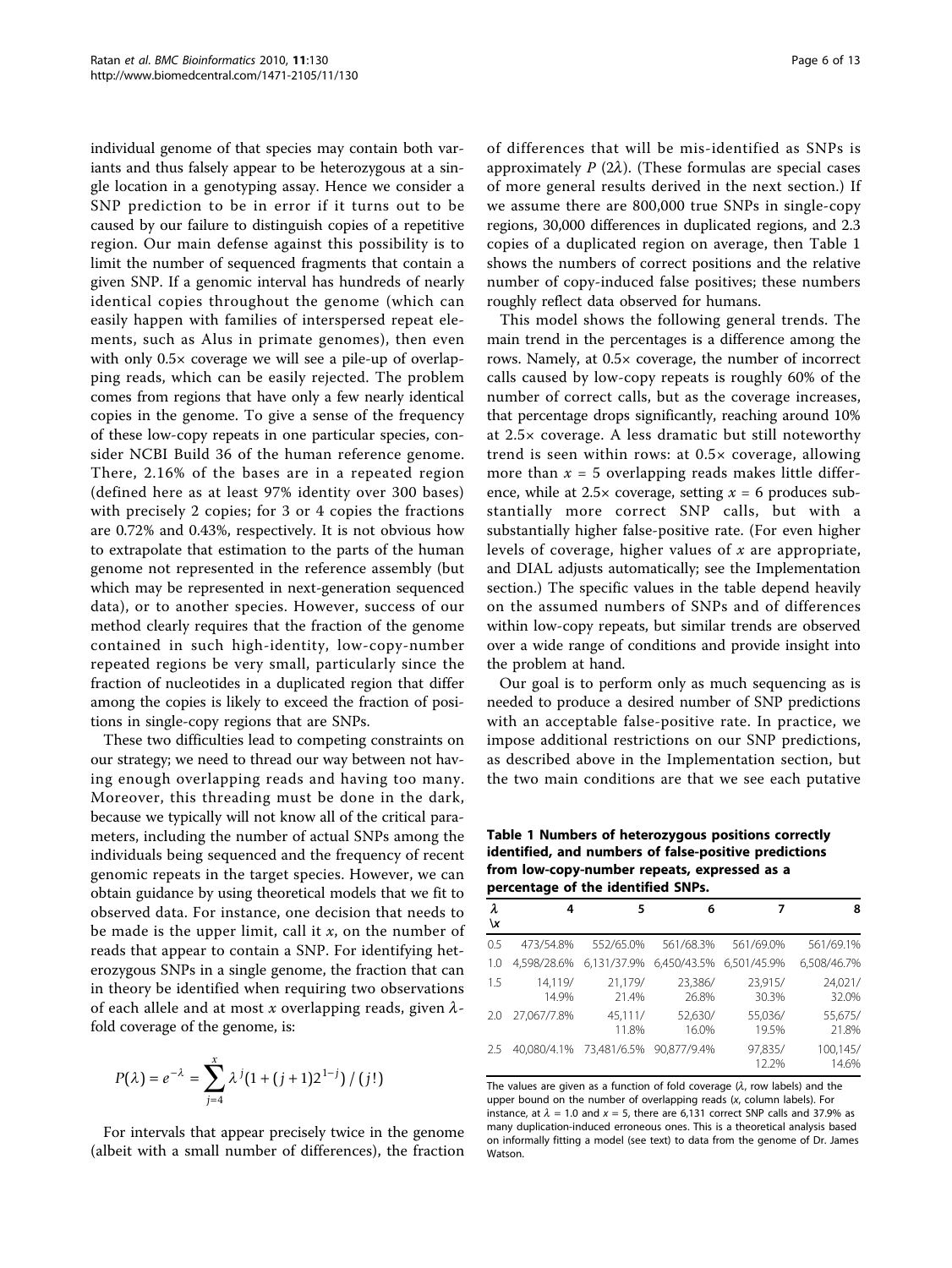individual genome of that species may contain both variants and thus falsely appear to be heterozygous at a single location in a genotyping assay. Hence we consider a SNP prediction to be in error if it turns out to be caused by our failure to distinguish copies of a repetitive region. Our main defense against this possibility is to limit the number of sequenced fragments that contain a given SNP. If a genomic interval has hundreds of nearly identical copies throughout the genome (which can easily happen with families of interspersed repeat elements, such as Alus in primate genomes), then even with only 0.5× coverage we will see a pile-up of overlapping reads, which can be easily rejected. The problem comes from regions that have only a few nearly identical copies in the genome. To give a sense of the frequency of these low-copy repeats in one particular species, consider NCBI Build 36 of the human reference genome. There, 2.16% of the bases are in a repeated region (defined here as at least 97% identity over 300 bases) with precisely 2 copies; for 3 or 4 copies the fractions are 0.72% and 0.43%, respectively. It is not obvious how to extrapolate that estimation to the parts of the human genome not represented in the reference assembly (but which may be represented in next-generation sequenced data), or to another species. However, success of our method clearly requires that the fraction of the genome contained in such high-identity, low-copy-number repeated regions be very small, particularly since the fraction of nucleotides in a duplicated region that differ among the copies is likely to exceed the fraction of positions in single-copy regions that are SNPs.

These two difficulties lead to competing constraints on our strategy; we need to thread our way between not having enough overlapping reads and having too many. Moreover, this threading must be done in the dark, because we typically will not know all of the critical parameters, including the number of actual SNPs among the individuals being sequenced and the frequency of recent genomic repeats in the target species. However, we can obtain guidance by using theoretical models that we fit to observed data. For instance, one decision that needs to be made is the upper limit, call it $x$, on the number of reads that appear to contain a SNP. For identifying heterozygous SNPs in a single genome, the fraction that can in theory be identified when requiring two observations of each allele and at most $x$ overlapping reads, given $\lambda$-fold coverage of the genome, is:

$$P(\lambda) = e^{-\lambda} = \sum_{j=4}^{x} \lambda^{j}(1+(j+1)2^{1-j})/(j!)$$

For intervals that appear precisely twice in the genome (albeit with a small number of differences), the fraction of differences that will be mis-identified as SNPs is approximately $P(2\lambda)$. (These formulas are special cases of more general results derived in the next section.) If we assume there are 800,000 true SNPs in single-copy regions, 30,000 differences in duplicated regions, and 2.3 copies of a duplicated region on average, then Table 1 shows the numbers of correct positions and the relative number of copy-induced false positives; these numbers roughly reflect data observed for humans.

This model shows the following general trends. The main trend in the percentages is a difference among the rows. Namely, at 0.5× coverage, the number of incorrect calls caused by low-copy repeats is roughly 60% of the number of correct calls, but as the coverage increases, that percentage drops significantly, reaching around 10% at 2.5× coverage. A less dramatic but still noteworthy trend is seen within rows: at 0.5× coverage, allowing more than $x = 5$ overlapping reads makes little difference, while at 2.5× coverage, setting $x = 6$ produces substantially more correct SNP calls, but with a substantially higher false-positive rate. (For even higher levels of coverage, higher values of $x$ are appropriate, and DIAL adjusts automatically; see the Implementation section.) The specific values in the table depend heavily on the assumed numbers of SNPs and of differences within low-copy repeats, but similar trends are observed over a wide range of conditions and provide insight into the problem at hand.

Our goal is to perform only as much sequencing as is needed to produce a desired number of SNP predictions with an acceptable false-positive rate. In practice, we impose additional restrictions on our SNP predictions, as described above in the Implementation section, but the two main conditions are that we see each putative

**Table 1 Numbers of heterozygous positions correctly identified, and numbers of false-positive predictions from low-copy-number repeats, expressed as a percentage of the identified SNPs.**

| $\lambda$ \ $x$ | 4 | 5 | 6 | 7 | 8 |
|---|---|---|---|---|---|
| 0.5 | 473/54.8% | 552/65.0% | 561/68.3% | 561/69.0% | 561/69.1% |
| 1.0 | 4,598/28.6% | 6,131/37.9% | 6,450/43.5% | 6,501/45.9% | 6,508/46.7% |
| 1.5 | 14,119/14.9% | 21,179/21.4% | 23,386/26.8% | 23,915/30.3% | 24,021/32.0% |
| 2.0 | 27,067/7.8% | 45,111/11.8% | 52,630/16.0% | 55,036/19.5% | 55,675/21.8% |
| 2.5 | 40,080/4.1% | 73,481/6.5% | 90,877/9.4% | 97,835/12.2% | 100,145/14.6% |

The values are given as a function of fold coverage ($\lambda$, row labels) and the upper bound on the number of overlapping reads ($x$, column labels). For instance, at $\lambda = 1.0$ and $x = 5$, there are 6,131 correct SNP calls and 37.9% as many duplication-induced erroneous ones. This is a theoretical analysis based on informally fitting a model (see text) to data from the genome of Dr. James Watson.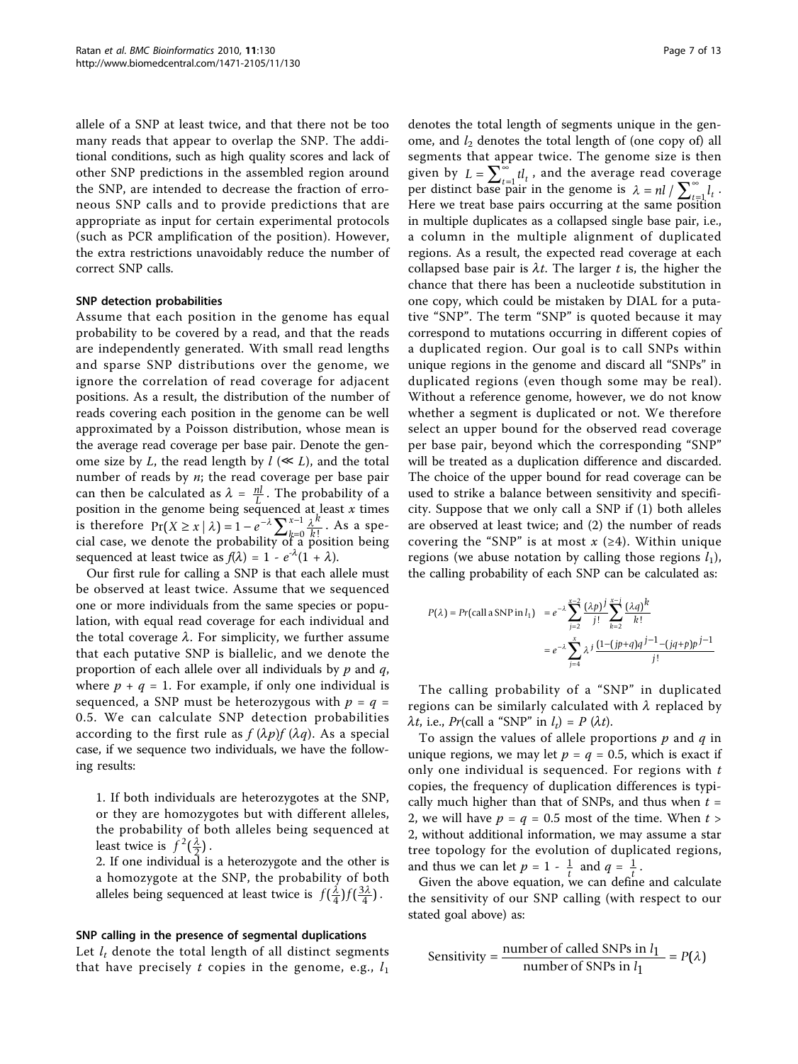allele of a SNP at least twice, and that there not be too many reads that appear to overlap the SNP. The additional conditions, such as high quality scores and lack of other SNP predictions in the assembled region around the SNP, are intended to decrease the fraction of erroneous SNP calls and to provide predictions that are appropriate as input for certain experimental protocols (such as PCR amplification of the position). However, the extra restrictions unavoidably reduce the number of correct SNP calls.

### SNP detection probabilities

Assume that each position in the genome has equal probability to be covered by a read, and that the reads are independently generated. With small read lengths and sparse SNP distributions over the genome, we ignore the correlation of read coverage for adjacent positions. As a result, the distribution of the number of reads covering each position in the genome can be well approximated by a Poisson distribution, whose mean is the average read coverage per base pair. Denote the genome size by $L$, the read length by $l$ ($\ll L$), and the total number of reads by $n$; the read coverage per base pair can then be calculated as $\lambda = \frac{nl}{L}$. The probability of a position in the genome being sequenced at least $x$ times is therefore $\Pr(X \geq x \mid \lambda) = 1 - e^{-\lambda} \sum_{k=0}^{x-1} \frac{\lambda^k}{k!}$. As a special case, we denote the probability of a position being sequenced at least twice as $f(\lambda) = 1 - e^{-\lambda}(1 + \lambda)$.

Our first rule for calling a SNP is that each allele must be observed at least twice. Assume that we sequenced one or more individuals from the same species or population, with equal read coverage for each individual and the total coverage $\lambda$. For simplicity, we further assume that each putative SNP is biallelic, and we denote the proportion of each allele over all individuals by $p$ and $q$, where $p + q = 1$. For example, if only one individual is sequenced, a SNP must be heterozygous with $p = q = 0.5$. We can calculate SNP detection probabilities according to the first rule as $f(\lambda p)f(\lambda q)$. As a special case, if we sequence two individuals, we have the following results:

1. If both individuals are heterozygotes at the SNP, or they are homozygotes but with different alleles, the probability of both alleles being sequenced at least twice is $f^2(\frac{\lambda}{2})$.
2. If one individual is a heterozygote and the other is a homozygote at the SNP, the probability of both alleles being sequenced at least twice is $f(\frac{\lambda}{4})f(\frac{3\lambda}{4})$.

### SNP calling in the presence of segmental duplications

Let $l_t$ denote the total length of all distinct segments that have precisely $t$ copies in the genome, e.g., $l_1$ denotes the total length of segments unique in the genome, and $l_2$ denotes the total length of (one copy of) all segments that appear twice. The genome size is then given by $L = \sum_{t=1}^{\infty} t l_t$, and the average read coverage per distinct base pair in the genome is $\lambda = nl / \sum_{t=1}^{\infty} l_t$. Here we treat base pairs occurring at the same position in multiple duplicates as a collapsed single base pair, i.e., a column in the multiple alignment of duplicated regions. As a result, the expected read coverage at each collapsed base pair is $\lambda t$. The larger $t$ is, the higher the chance that there has been a nucleotide substitution in one copy, which could be mistaken by DIAL for a putative "SNP". The term "SNP" is quoted because it may correspond to mutations occurring in different copies of a duplicated region. Our goal is to call SNPs within unique regions in the genome and discard all "SNPs" in duplicated regions (even though some may be real). Without a reference genome, however, we do not know whether a segment is duplicated or not. We therefore select an upper bound for the observed read coverage per base pair, beyond which the corresponding "SNP" will be treated as a duplication difference and discarded. The choice of the upper bound for read coverage can be used to strike a balance between sensitivity and specificity. Suppose that we only call a SNP if (1) both alleles are observed at least twice; and (2) the number of reads covering the "SNP" is at most $x$ ($\geq 4$). Within unique regions (we abuse notation by calling those regions $l_1$), the calling probability of each SNP can be calculated as:

$$
\begin{aligned}
P(\lambda) = Pr(\text{call a SNP in } l_1) &= e^{-\lambda} \sum_{j=2}^{x-2} \frac{(\lambda p)^j}{j!} \sum_{k=2}^{x-j} \frac{(\lambda q)^k}{k!} \\
&= e^{-\lambda} \sum_{j=4}^{x} \lambda^j \frac{(1-(jp+q)q^{j-1} - (jq+p)p^{j-1}}{j!}
\end{aligned}
$$

The calling probability of a "SNP" in duplicated regions can be similarly calculated with $\lambda$ replaced by $\lambda t$, i.e., $Pr(\text{call a "SNP" in } l_t) = P(\lambda t)$.

To assign the values of allele proportions $p$ and $q$ in unique regions, we may let $p = q = 0.5$, which is exact if only one individual is sequenced. For regions with $t$ copies, the frequency of duplication differences is typically much higher than that of SNPs, and thus when $t = 2$, we will have $p = q = 0.5$ most of the time. When $t > 2$, without additional information, we may assume a star tree topology for the evolution of duplicated regions, and thus we can let $p = 1 - \frac{1}{t}$ and $q = \frac{1}{t}$.

Given the above equation, we can define and calculate the sensitivity of our SNP calling (with respect to our stated goal above) as:

$$
\text{Sensitivity} = \frac{\text{number of called SNPs in } l_1}{\text{number of SNPs in } l_1} = P(\lambda)
$$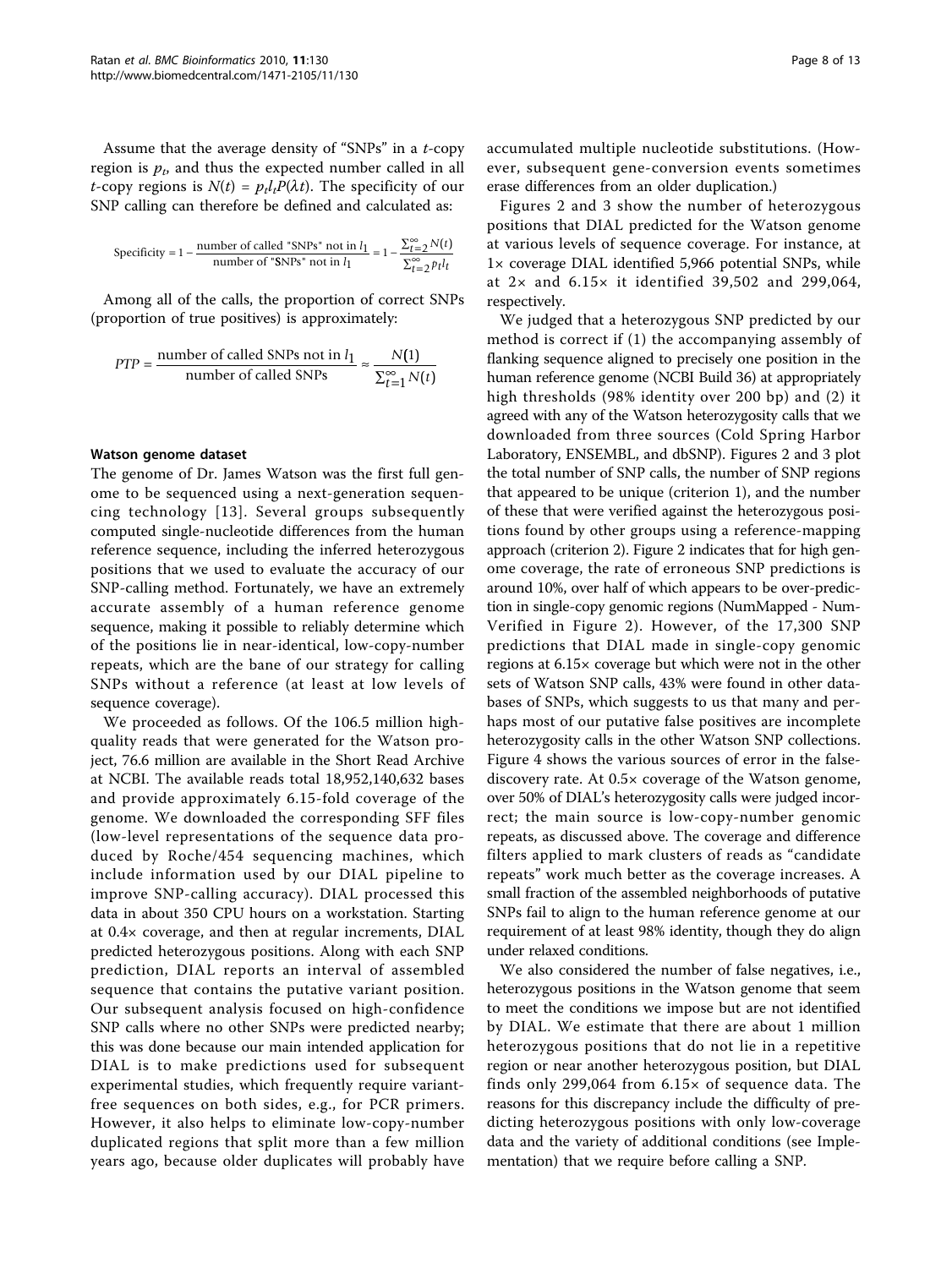Assume that the average density of "SNPs" in a $t$-copy region is $p_t$, and thus the expected number called in all $t$-copy regions is $N(t) = p_t l_t P(\lambda t)$. The specificity of our SNP calling can therefore be defined and calculated as:

$$\text{Specificity} = 1 - \frac{\text{number of called "SNPs" not in } l_1}{\text{number of "SNPs" not in } l_1} = 1 - \frac{\sum_{t=2}^{\infty} N(t)}{\sum_{t=2}^{\infty} p_t l_t}$$

Among all of the calls, the proportion of correct SNPs (proportion of true positives) is approximately:

$$PTP = \frac{\text{number of called SNPs not in } l_1}{\text{number of called SNPs}} \approx \frac{N(1)}{\sum_{t=1}^{\infty} N(t)}$$

### Watson genome dataset

The genome of Dr. James Watson was the first full genome to be sequenced using a next-generation sequencing technology [13]. Several groups subsequently computed single-nucleotide differences from the human reference sequence, including the inferred heterozygous positions that we used to evaluate the accuracy of our SNP-calling method. Fortunately, we have an extremely accurate assembly of a human reference genome sequence, making it possible to reliably determine which of the positions lie in near-identical, low-copy-number repeats, which are the bane of our strategy for calling SNPs without a reference (at least at low levels of sequence coverage).

We proceeded as follows. Of the 106.5 million high-quality reads that were generated for the Watson project, 76.6 million are available in the Short Read Archive at NCBI. The available reads total 18,952,140,632 bases and provide approximately 6.15-fold coverage of the genome. We downloaded the corresponding SFF files (low-level representations of the sequence data produced by Roche/454 sequencing machines, which include information used by our DIAL pipeline to improve SNP-calling accuracy). DIAL processed this data in about 350 CPU hours on a workstation. Starting at 0.4× coverage, and then at regular increments, DIAL predicted heterozygous positions. Along with each SNP prediction, DIAL reports an interval of assembled sequence that contains the putative variant position. Our subsequent analysis focused on high-confidence SNP calls where no other SNPs were predicted nearby; this was done because our main intended application for DIAL is to make predictions used for subsequent experimental studies, which frequently require variant-free sequences on both sides, e.g., for PCR primers. However, it also helps to eliminate low-copy-number duplicated regions that split more than a few million years ago, because older duplicates will probably have accumulated multiple nucleotide substitutions. (However, subsequent gene-conversion events sometimes erase differences from an older duplication.)

Figures 2 and 3 show the number of heterozygous positions that DIAL predicted for the Watson genome at various levels of sequence coverage. For instance, at 1× coverage DIAL identified 5,966 potential SNPs, while at 2× and 6.15× it identified 39,502 and 299,064, respectively.

We judged that a heterozygous SNP predicted by our method is correct if (1) the accompanying assembly of flanking sequence aligned to precisely one position in the human reference genome (NCBI Build 36) at appropriately high thresholds (98% identity over 200 bp) and (2) it agreed with any of the Watson heterozygosity calls that we downloaded from three sources (Cold Spring Harbor Laboratory, ENSEMBL, and dbSNP). Figures 2 and 3 plot the total number of SNP calls, the number of SNP regions that appeared to be unique (criterion 1), and the number of these that were verified against the heterozygous positions found by other groups using a reference-mapping approach (criterion 2). Figure 2 indicates that for high genome coverage, the rate of erroneous SNP predictions is around 10%, over half of which appears to be over-prediction in single-copy genomic regions (NumMapped - NumVerified in Figure 2). However, of the 17,300 SNP predictions that DIAL made in single-copy genomic regions at 6.15× coverage but which were not in the other sets of Watson SNP calls, 43% were found in other databases of SNPs, which suggests to us that many and perhaps most of our putative false positives are incomplete heterozygosity calls in the other Watson SNP collections. Figure 4 shows the various sources of error in the false-discovery rate. At 0.5× coverage of the Watson genome, over 50% of DIAL's heterozygosity calls were judged incorrect; the main source is low-copy-number genomic repeats, as discussed above. The coverage and difference filters applied to mark clusters of reads as "candidate repeats" work much better as the coverage increases. A small fraction of the assembled neighborhoods of putative SNPs fail to align to the human reference genome at our requirement of at least 98% identity, though they do align under relaxed conditions.

We also considered the number of false negatives, i.e., heterozygous positions in the Watson genome that seem to meet the conditions we impose but are not identified by DIAL. We estimate that there are about 1 million heterozygous positions that do not lie in a repetitive region or near another heterozygous position, but DIAL finds only 299,064 from 6.15× of sequence data. The reasons for this discrepancy include the difficulty of predicting heterozygous positions with only low-coverage data and the variety of additional conditions (see Implementation) that we require before calling a SNP.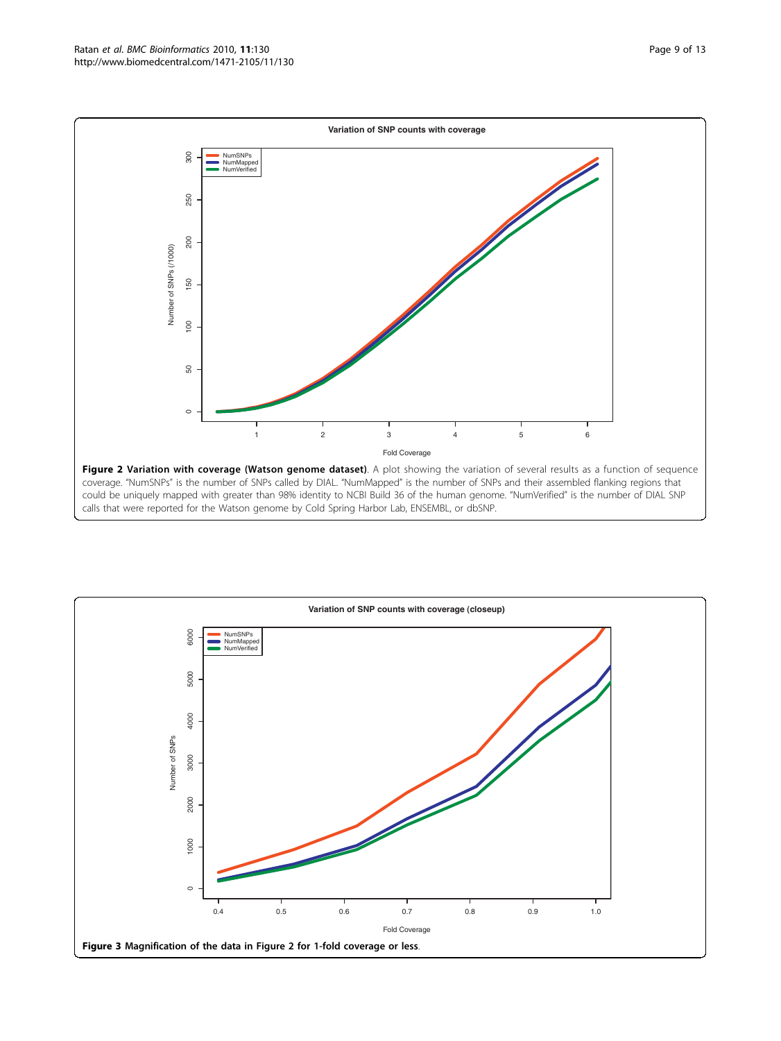**Figure 2 Variation with coverage (Watson genome dataset)**. A plot showing the variation of several results as a function of sequence coverage. "NumSNPs" is the number of SNPs called by DIAL. "NumMapped" is the number of SNPs and their assembled flanking regions that could be uniquely mapped with greater than 98% identity to NCBI Build 36 of the human genome. "NumVerified" is the number of DIAL SNP calls that were reported for the Watson genome by Cold Spring Harbor Lab, ENSEMBL, or dbSNP.

**Figure 3 Magnification of the data in Figure 2 for 1-fold coverage or less**.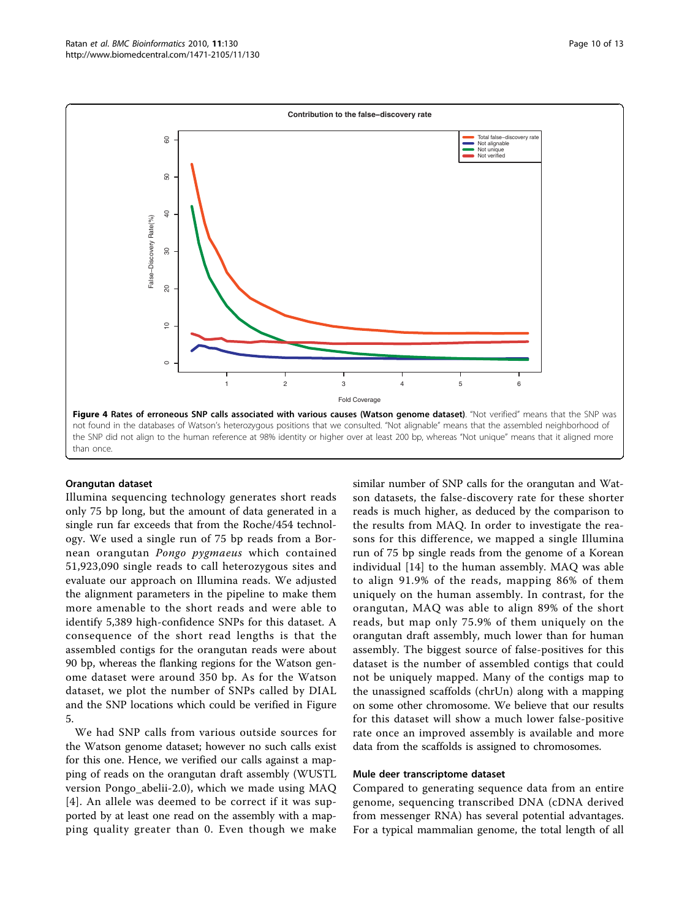**Figure 4 Rates of erroneous SNP calls associated with various causes (Watson genome dataset)**. "Not verified" means that the SNP was not found in the databases of Watson's heterozygous positions that we consulted. "Not alignable" means that the assembled neighborhood of the SNP did not align to the human reference at 98% identity or higher over at least 200 bp, whereas "Not unique" means that it aligned more than once.

### Orangutan dataset

Illumina sequencing technology generates short reads only 75 bp long, but the amount of data generated in a single run far exceeds that from the Roche/454 technology. We used a single run of 75 bp reads from a Bornean orangutan *Pongo pygmaeus* which contained 51,923,090 single reads to call heterozygous sites and evaluate our approach on Illumina reads. We adjusted the alignment parameters in the pipeline to make them more amenable to the short reads and were able to identify 5,389 high-confidence SNPs for this dataset. A consequence of the short read lengths is that the assembled contigs for the orangutan reads were about 90 bp, whereas the flanking regions for the Watson genome dataset were around 350 bp. As for the Watson dataset, we plot the number of SNPs called by DIAL and the SNP locations which could be verified in Figure 5.

We had SNP calls from various outside sources for the Watson genome dataset; however no such calls exist for this one. Hence, we verified our calls against a mapping of reads on the orangutan draft assembly (WUSTL version Pongo_abelii-2.0), which we made using MAQ [4]. An allele was deemed to be correct if it was supported by at least one read on the assembly with a mapping quality greater than 0. Even though we make similar number of SNP calls for the orangutan and Watson datasets, the false-discovery rate for these shorter reads is much higher, as deduced by the comparison to the results from MAQ. In order to investigate the reasons for this difference, we mapped a single Illumina run of 75 bp single reads from the genome of a Korean individual [14] to the human assembly. MAQ was able to align 91.9% of the reads, mapping 86% of them uniquely on the human assembly. In contrast, for the orangutan, MAQ was able to align 89% of the short reads, but map only 75.9% of them uniquely on the orangutan draft assembly, much lower than for human assembly. The biggest source of false-positives for this dataset is the number of assembled contigs that could not be uniquely mapped. Many of the contigs map to the unassigned scaffolds (chrUn) along with a mapping on some other chromosome. We believe that our results for this dataset will show a much lower false-positive rate once an improved assembly is available and more data from the scaffolds is assigned to chromosomes.

### Mule deer transcriptome dataset

Compared to generating sequence data from an entire genome, sequencing transcribed DNA (cDNA derived from messenger RNA) has several potential advantages. For a typical mammalian genome, the total length of all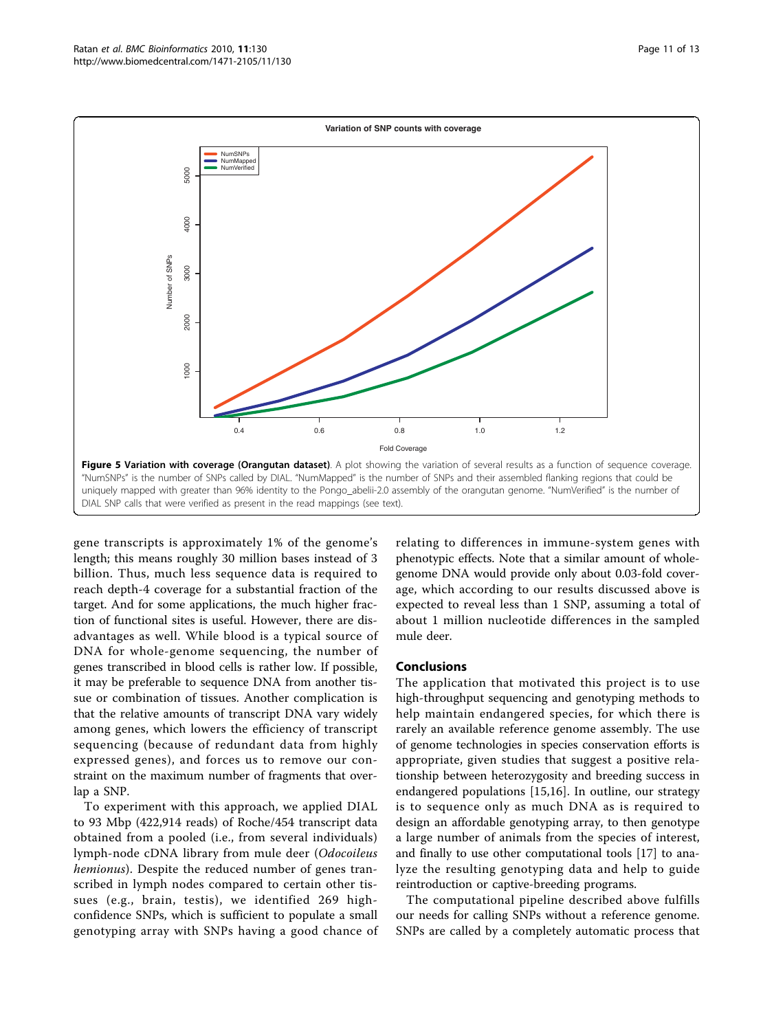**Figure 5 Variation with coverage (Orangutan dataset)**. A plot showing the variation of several results as a function of sequence coverage. "NumSNPs" is the number of SNPs called by DIAL. "NumMapped" is the number of SNPs and their assembled flanking regions that could be uniquely mapped with greater than 96% identity to the Pongo_abelii-2.0 assembly of the orangutan genome. "NumVerified" is the number of DIAL SNP calls that were verified as present in the read mappings (see text).

gene transcripts is approximately 1% of the genome's length; this means roughly 30 million bases instead of 3 billion. Thus, much less sequence data is required to reach depth-4 coverage for a substantial fraction of the target. And for some applications, the much higher fraction of functional sites is useful. However, there are disadvantages as well. While blood is a typical source of DNA for whole-genome sequencing, the number of genes transcribed in blood cells is rather low. If possible, it may be preferable to sequence DNA from another tissue or combination of tissues. Another complication is that the relative amounts of transcript DNA vary widely among genes, which lowers the efficiency of transcript sequencing (because of redundant data from highly expressed genes), and forces us to remove our constraint on the maximum number of fragments that overlap a SNP.

To experiment with this approach, we applied DIAL to 93 Mbp (422,914 reads) of Roche/454 transcript data obtained from a pooled (i.e., from several individuals) lymph-node cDNA library from mule deer (*Odocoileus hemionus*). Despite the reduced number of genes transcribed in lymph nodes compared to certain other tissues (e.g., brain, testis), we identified 269 high-confidence SNPs, which is sufficient to populate a small genotyping array with SNPs having a good chance of relating to differences in immune-system genes with phenotypic effects. Note that a similar amount of whole-genome DNA would provide only about 0.03-fold coverage, which according to our results discussed above is expected to reveal less than 1 SNP, assuming a total of about 1 million nucleotide differences in the sampled mule deer.

## Conclusions

The application that motivated this project is to use high-throughput sequencing and genotyping methods to help maintain endangered species, for which there is rarely an available reference genome assembly. The use of genome technologies in species conservation efforts is appropriate, given studies that suggest a positive relationship between heterozygosity and breeding success in endangered populations [15,16]. In outline, our strategy is to sequence only as much DNA as is required to design an affordable genotyping array, to then genotype a large number of animals from the species of interest, and finally to use other computational tools [17] to analyze the resulting genotyping data and help to guide reintroduction or captive-breeding programs.

The computational pipeline described above fulfills our needs for calling SNPs without a reference genome. SNPs are called by a completely automatic process that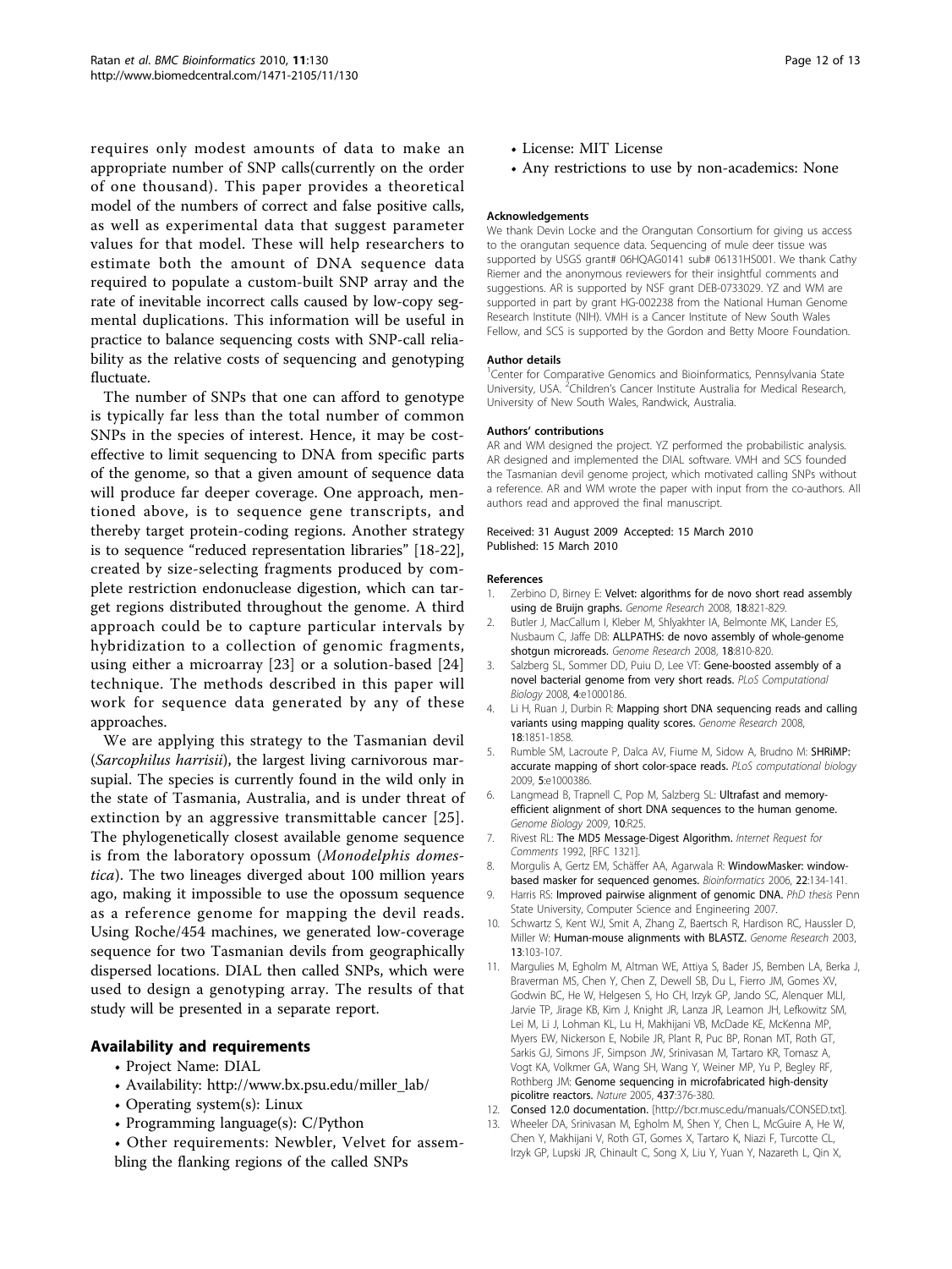requires only modest amounts of data to make an appropriate number of SNP calls(currently on the order of one thousand). This paper provides a theoretical model of the numbers of correct and false positive calls, as well as experimental data that suggest parameter values for that model. These will help researchers to estimate both the amount of DNA sequence data required to populate a custom-built SNP array and the rate of inevitable incorrect calls caused by low-copy segmental duplications. This information will be useful in practice to balance sequencing costs with SNP-call reliability as the relative costs of sequencing and genotyping fluctuate.

The number of SNPs that one can afford to genotype is typically far less than the total number of common SNPs in the species of interest. Hence, it may be cost-effective to limit sequencing to DNA from specific parts of the genome, so that a given amount of sequence data will produce far deeper coverage. One approach, mentioned above, is to sequence gene transcripts, and thereby target protein-coding regions. Another strategy is to sequence "reduced representation libraries" [18-22], created by size-selecting fragments produced by complete restriction endonuclease digestion, which can target regions distributed throughout the genome. A third approach could be to capture particular intervals by hybridization to a collection of genomic fragments, using either a microarray [23] or a solution-based [24] technique. The methods described in this paper will work for sequence data generated by any of these approaches.

We are applying this strategy to the Tasmanian devil (*Sarcophilus harrisii*), the largest living carnivorous marsupial. The species is currently found in the wild only in the state of Tasmania, Australia, and is under threat of extinction by an aggressive transmittable cancer [25]. The phylogenetically closest available genome sequence is from the laboratory opossum (*Monodelphis domestica*). The two lineages diverged about 100 million years ago, making it impossible to use the opossum sequence as a reference genome for mapping the devil reads. Using Roche/454 machines, we generated low-coverage sequence for two Tasmanian devils from geographically dispersed locations. DIAL then called SNPs, which were used to design a genotyping array. The results of that study will be presented in a separate report.

## Availability and requirements

- Project Name: DIAL
- Availability: http://www.bx.psu.edu/miller_lab/
- Operating system(s): Linux
- Programming language(s): C/Python
- Other requirements: Newbler, Velvet for assembling the flanking regions of the called SNPs
- License: MIT License
- Any restrictions to use by non-academics: None

#### Acknowledgements

We thank Devin Locke and the Orangutan Consortium for giving us access to the orangutan sequence data. Sequencing of mule deer tissue was supported by USGS grant# 06HQAG0141 sub# 06131HS001. We thank Cathy Riemer and the anonymous reviewers for their insightful comments and suggestions. AR is supported by NSF grant DEB-0733029. YZ and WM are supported in part by grant HG-002238 from the National Human Genome Research Institute (NIH). VMH is a Cancer Institute of New South Wales Fellow, and SCS is supported by the Gordon and Betty Moore Foundation.

#### Author details

[1]Center for Comparative Genomics and Bioinformatics, Pennsylvania State University, USA. [2]Children's Cancer Institute Australia for Medical Research, University of New South Wales, Randwick, Australia.

#### Authors' contributions

AR and WM designed the project. YZ performed the probabilistic analysis. AR designed and implemented the DIAL software. VMH and SCS founded the Tasmanian devil genome project, which motivated calling SNPs without a reference. AR and WM wrote the paper with input from the co-authors. All authors read and approved the final manuscript.

Received: 31 August 2009 Accepted: 15 March 2010
Published: 15 March 2010

#### References

1. Zerbino D, Birney E: **Velvet: algorithms for de novo short read assembly using de Bruijn graphs.** *Genome Research* 2008, **18**:821-829.
2. Butler J, MacCallum I, Kleber M, Shlyakhter IA, Belmonte MK, Lander ES, Nusbaum C, Jaffe DB: **ALLPATHS: de novo assembly of whole-genome shotgun microreads.** *Genome Research* 2008, **18**:810-820.
3. Salzberg SL, Sommer DD, Puiu D, Lee VT: **Gene-boosted assembly of a novel bacterial genome from very short reads.** *PLoS Computational Biology* 2008, **4**:e1000186.
4. Li H, Ruan J, Durbin R: **Mapping short DNA sequencing reads and calling variants using mapping quality scores.** *Genome Research* 2008, **18**:1851-1858.
5. Rumble SM, Lacroute P, Dalca AV, Fiume M, Sidow A, Brudno M: **SHRiMP: accurate mapping of short color-space reads.** *PLoS computational biology* 2009, **5**:e1000386.
6. Langmead B, Trapnell C, Pop M, Salzberg SL: **Ultrafast and memory-efficient alignment of short DNA sequences to the human genome.** *Genome Biology* 2009, **10**:R25.
7. Rivest RL: **The MD5 Message-Digest Algorithm.** *Internet Request for Comments* 1992, [RFC 1321].
8. Morgulis A, Gertz EM, Schäffer AA, Agarwala R: **WindowMasker: window-based masker for sequenced genomes.** *Bioinformatics* 2006, **22**:134-141.
9. Harris RS: **Improved pairwise alignment of genomic DNA.** *PhD thesis* Penn State University, Computer Science and Engineering 2007.
10. Schwartz S, Kent WJ, Smit A, Zhang Z, Baertsch R, Hardison RC, Haussler D, Miller W: **Human-mouse alignments with BLASTZ.** *Genome Research* 2003, **13**:103-107.
11. Margulies M, Egholm M, Altman WE, Attiya S, Bader JS, Bemben LA, Berka J, Braverman MS, Chen Y, Chen Z, Dewell SB, Du L, Fierro JM, Gomes XV, Godwin BC, He W, Helgesen S, Ho CH, Irzyk GP, Jando SC, Alenquer MLI, Jarvie TP, Jirage KB, Kim J, Knight JR, Lanza JR, Leamon JH, Lefkowitz SM, Lei M, Li J, Lohman KL, Lu H, Makhijani VB, McDade KE, McKenna MP, Myers EW, Nickerson E, Nobile JR, Plant R, Puc BP, Ronan MT, Roth GT, Sarkis GJ, Simons JF, Simpson JW, Srinivasan M, Tartaro KR, Tomasz A, Vogt KA, Volkmer GA, Wang SH, Wang Y, Weiner MP, Yu P, Begley RF, Rothberg JM: **Genome sequencing in microfabricated high-density picolitre reactors.** *Nature* 2005, **437**:376-380.
12. **Consed 12.0 documentation.** [http://bcr.musc.edu/manuals/CONSED.txt].
13. Wheeler DA, Srinivasan M, Egholm M, Shen Y, Chen L, McGuire A, He W, Chen Y, Makhijani V, Roth GT, Gomes X, Tartaro K, Niazi F, Turcotte CL, Irzyk GP, Lupski JR, Chinault C, Song X, Liu Y, Yuan Y, Nazareth L, Qin X,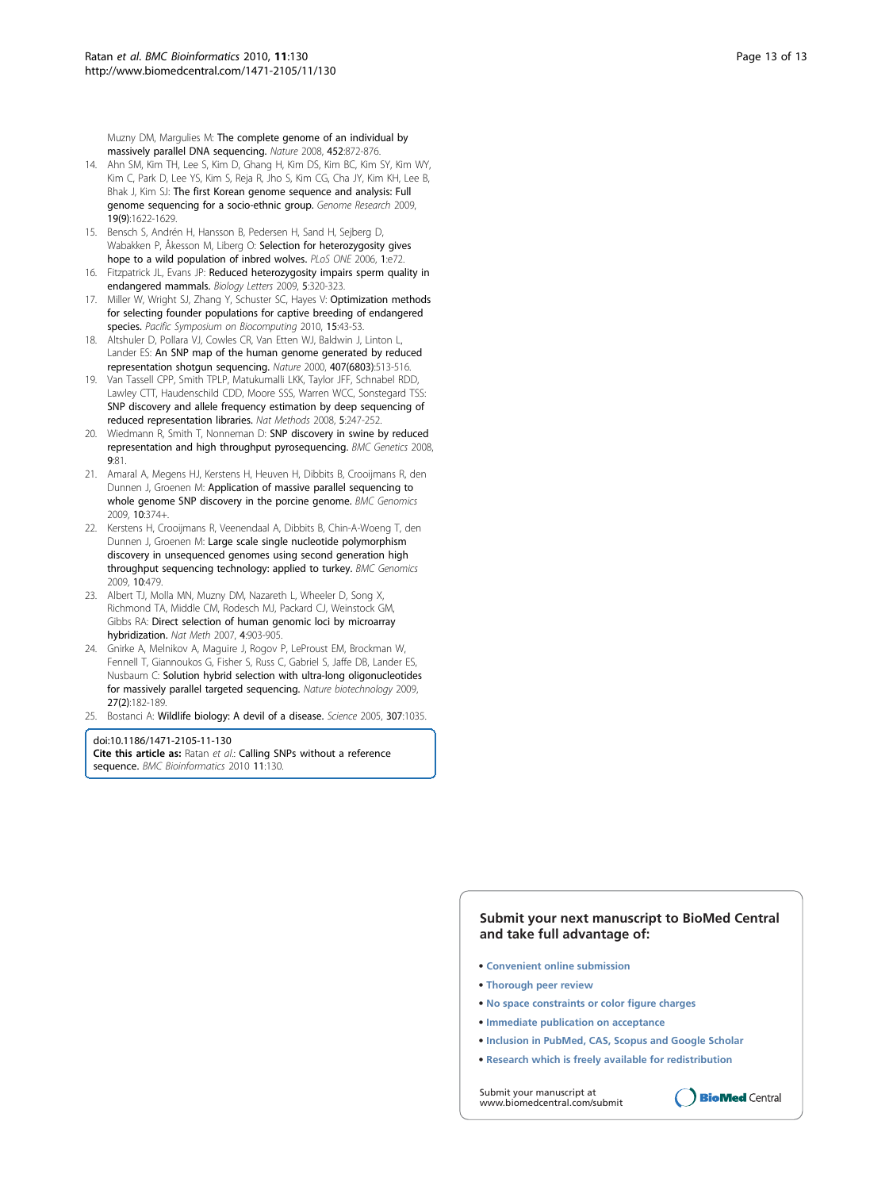Muzny DM, Margulies M: **The complete genome of an individual by massively parallel DNA sequencing.** *Nature* 2008, **452**:872-876.

14. Ahn SM, Kim TH, Lee S, Kim D, Ghang H, Kim DS, Kim BC, Kim SY, Kim WY, Kim C, Park D, Lee YS, Kim S, Reja R, Jho S, Kim CG, Cha JY, Kim KH, Lee B, Bhak J, Kim SJ: **The first Korean genome sequence and analysis: Full genome sequencing for a socio-ethnic group.** *Genome Research* 2009, **19(9)**:1622-1629.
15. Bensch S, Andrén H, Hansson B, Pedersen H, Sand H, Sejberg D, Wabakken P, Åkesson M, Liberg O: **Selection for heterozygosity gives hope to a wild population of inbred wolves.** *PLoS ONE* 2006, **1**:e72.
16. Fitzpatrick JL, Evans JP: **Reduced heterozygosity impairs sperm quality in endangered mammals.** *Biology Letters* 2009, **5**:320-323.
17. Miller W, Wright SJ, Zhang Y, Schuster SC, Hayes V: **Optimization methods for selecting founder populations for captive breeding of endangered species.** *Pacific Symposium on Biocomputing* 2010, **15**:43-53.
18. Altshuler D, Pollara VJ, Cowles CR, Van Etten WJ, Baldwin J, Linton L, Lander ES: **An SNP map of the human genome generated by reduced representation shotgun sequencing.** *Nature* 2000, **407(6803)**:513-516.
19. Van Tassell CPP, Smith TPLP, Matukumalli LKK, Taylor JFF, Schnabel RDD, Lawley CTT, Haudenschild CDD, Moore SSS, Warren WCC, Sonstegard TSS: **SNP discovery and allele frequency estimation by deep sequencing of reduced representation libraries.** *Nat Methods* 2008, **5**:247-252.
20. Wiedmann R, Smith T, Nonneman D: **SNP discovery in swine by reduced representation and high throughput pyrosequencing.** *BMC Genetics* 2008, **9**:81.
21. Amaral A, Megens HJ, Kerstens H, Heuven H, Dibbits B, Crooijmans R, den Dunnen J, Groenen M: **Application of massive parallel sequencing to whole genome SNP discovery in the porcine genome.** *BMC Genomics* 2009, **10**:374+.
22. Kerstens H, Crooijmans R, Veenendaal A, Dibbits B, Chin-A-Woeng T, den Dunnen J, Groenen M: **Large scale single nucleotide polymorphism discovery in unsequenced genomes using second generation high throughput sequencing technology: applied to turkey.** *BMC Genomics* 2009, **10**:479.
23. Albert TJ, Molla MN, Muzny DM, Nazareth L, Wheeler D, Song X, Richmond TA, Middle CM, Rodesch MJ, Packard CJ, Weinstock GM, Gibbs RA: **Direct selection of human genomic loci by microarray hybridization.** *Nat Meth* 2007, **4**:903-905.
24. Gnirke A, Melnikov A, Maguire J, Rogov P, LeProust EM, Brockman W, Fennell T, Giannoukos G, Fisher S, Russ C, Gabriel S, Jaffe DB, Lander ES, Nusbaum C: **Solution hybrid selection with ultra-long oligonucleotides for massively parallel targeted sequencing.** *Nature biotechnology* 2009, **27(2)**:182-189.
25. Bostanci A: **Wildlife biology: A devil of a disease.** *Science* 2005, **307**:1035.

doi:10.1186/1471-2105-11-130
**Cite this article as:** Ratan *et al.*: Calling SNPs without a reference sequence. *BMC Bioinformatics* 2010 **11**:130.

**Submit your next manuscript to BioMed Central and take full advantage of:**

- Convenient online submission
- Thorough peer review
- No space constraints or color figure charges
- Immediate publication on acceptance
- Inclusion in PubMed, CAS, Scopus and Google Scholar
- Research which is freely available for redistribution

Submit your manuscript at
www.biomedcentral.com/submit

BioMed Central